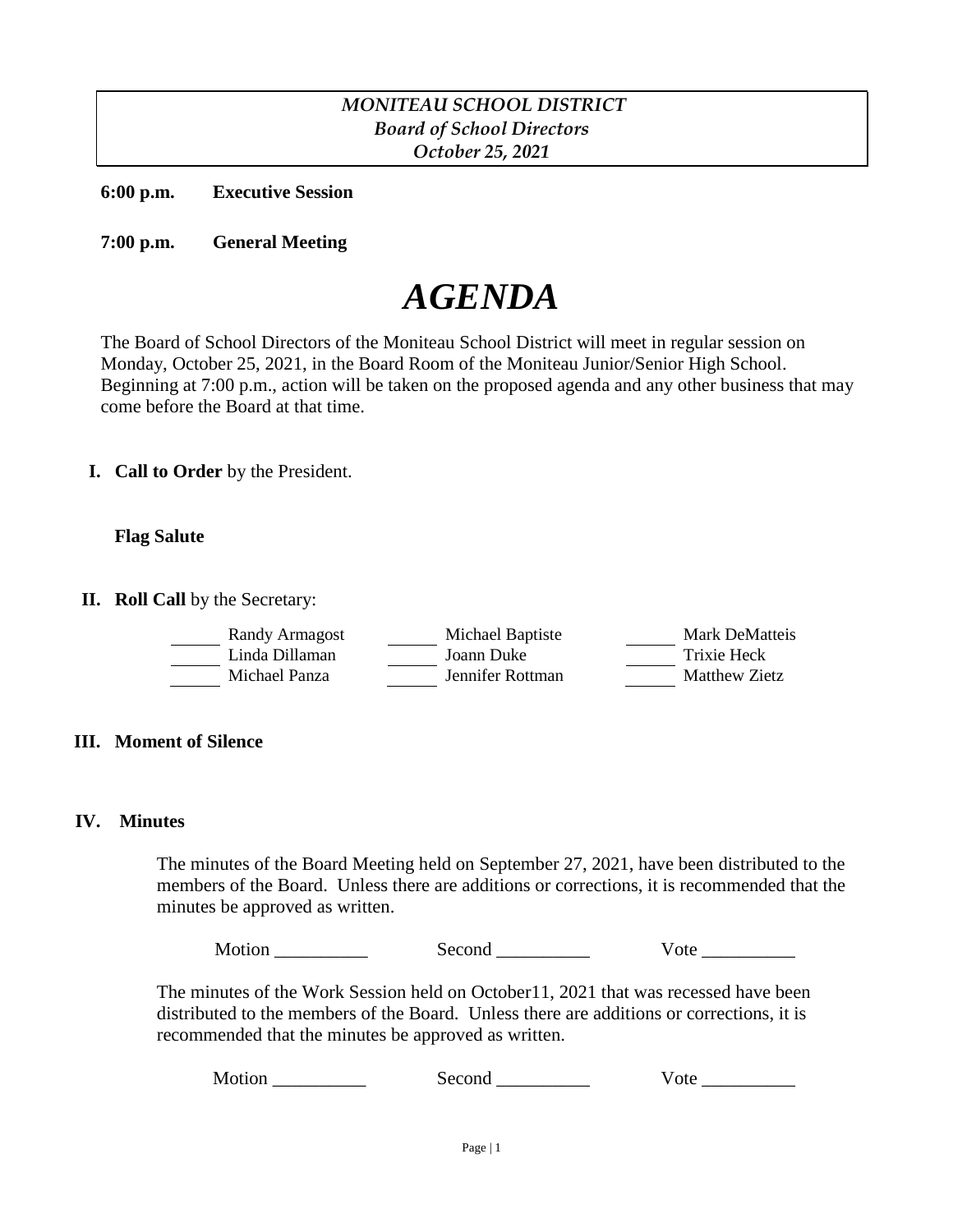*MONITEAU SCHOOL DISTRICT*
*Board of School Directors*
*October 25, 2021*

**6:00 p.m.** **Executive Session**

**7:00 p.m.** **General Meeting**

# *AGENDA*

The Board of School Directors of the Moniteau School District will meet in regular session on Monday, October 25, 2021, in the Board Room of the Moniteau Junior/Senior High School. Beginning at 7:00 p.m., action will be taken on the proposed agenda and any other business that may come before the Board at that time.

**I. Call to Order** by the President.

**Flag Salute**

**II. Roll Call** by the Secretary:

| | | |
|---|---|---|
| ______ Randy Armagost | ______ Michael Baptiste | ______ Mark DeMatteis |
| ______ Linda Dillaman | ______ Joann Duke | ______ Trixie Heck |
| ______ Michael Panza | ______ Jennifer Rottman | ______ Matthew Zietz |

**III. Moment of Silence**

**IV. Minutes**

The minutes of the Board Meeting held on September 27, 2021, have been distributed to the members of the Board. Unless there are additions or corrections, it is recommended that the minutes be approved as written.

Motion __________ Second __________ Vote __________

The minutes of the Work Session held on October11, 2021 that was recessed have been distributed to the members of the Board. Unless there are additions or corrections, it is recommended that the minutes be approved as written.

Motion __________ Second __________ Vote __________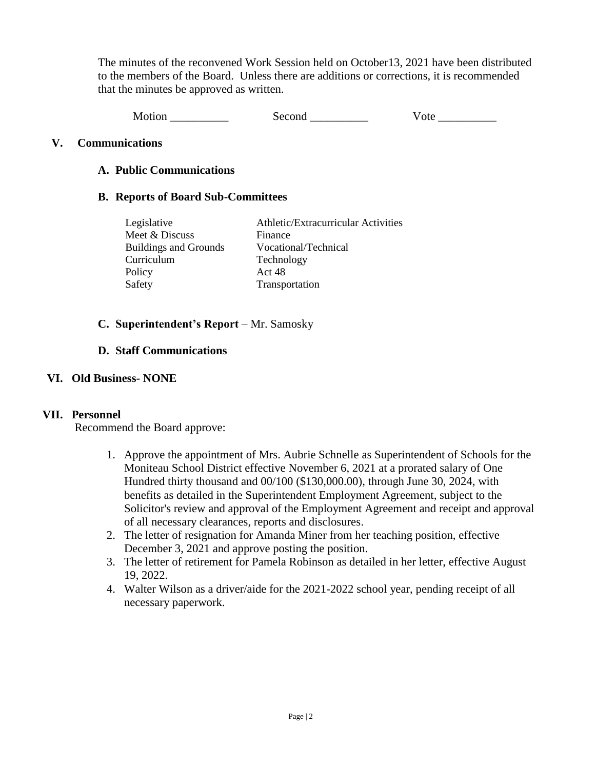The minutes of the reconvened Work Session held on October13, 2021 have been distributed to the members of the Board. Unless there are additions or corrections, it is recommended that the minutes be approved as written.

Motion __________ Second __________ Vote __________

## V. Communications

### A. Public Communications

### B. Reports of Board Sub-Committees

| | |
|---|---|
| Legislative | Athletic/Extracurricular Activities |
| Meet & Discuss | Finance |
| Buildings and Grounds | Vocational/Technical |
| Curriculum | Technology |
| Policy | Act 48 |
| Safety | Transportation |

### C. Superintendent's Report – Mr. Samosky

### D. Staff Communications

## VI. Old Business- NONE

## VII. Personnel

Recommend the Board approve:

1. Approve the appointment of Mrs. Aubrie Schnelle as Superintendent of Schools for the Moniteau School District effective November 6, 2021 at a prorated salary of One Hundred thirty thousand and 00/100 ($130,000.00), through June 30, 2024, with benefits as detailed in the Superintendent Employment Agreement, subject to the Solicitor's review and approval of the Employment Agreement and receipt and approval of all necessary clearances, reports and disclosures.
2. The letter of resignation for Amanda Miner from her teaching position, effective December 3, 2021 and approve posting the position.
3. The letter of retirement for Pamela Robinson as detailed in her letter, effective August 19, 2022.
4. Walter Wilson as a driver/aide for the 2021-2022 school year, pending receipt of all necessary paperwork.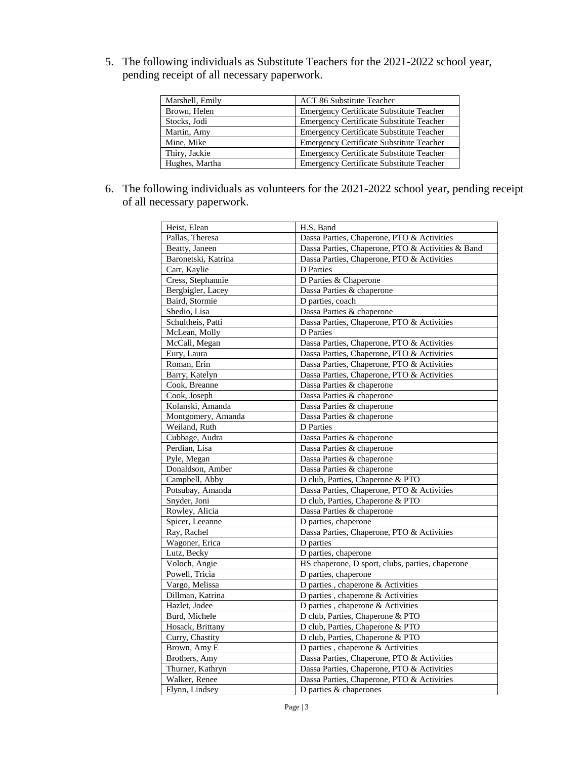5. The following individuals as Substitute Teachers for the 2021-2022 school year, pending receipt of all necessary paperwork.

| | |
|---|---|
| Marshell, Emily | ACT 86 Substitute Teacher |
| Brown, Helen | Emergency Certificate Substitute Teacher |
| Stocks, Jodi | Emergency Certificate Substitute Teacher |
| Martin, Amy | Emergency Certificate Substitute Teacher |
| Mine, Mike | Emergency Certificate Substitute Teacher |
| Thiry, Jackie | Emergency Certificate Substitute Teacher |
| Hughes, Martha | Emergency Certificate Substitute Teacher |

6. The following individuals as volunteers for the 2021-2022 school year, pending receipt of all necessary paperwork.

| | |
|---|---|
| Heist, Elean | H.S. Band |
| Pallas, Theresa | Dassa Parties, Chaperone, PTO & Activities |
| Beatty, Janeen | Dassa Parties, Chaperone, PTO & Activities & Band |
| Baronetski, Katrina | Dassa Parties, Chaperone, PTO & Activities |
| Carr, Kaylie | D Parties |
| Cress, Stephannie | D Parties & Chaperone |
| Bergbigler, Lacey | Dassa Parties & chaperone |
| Baird, Stormie | D parties, coach |
| Shedio, Lisa | Dassa Parties & chaperone |
| Schultheis, Patti | Dassa Parties, Chaperone, PTO & Activities |
| McLean, Molly | D Parties |
| McCall, Megan | Dassa Parties, Chaperone, PTO & Activities |
| Eury, Laura | Dassa Parties, Chaperone, PTO & Activities |
| Roman, Erin | Dassa Parties, Chaperone, PTO & Activities |
| Barry, Katelyn | Dassa Parties, Chaperone, PTO & Activities |
| Cook, Breanne | Dassa Parties & chaperone |
| Cook, Joseph | Dassa Parties & chaperone |
| Kolanski, Amanda | Dassa Parties & chaperone |
| Montgomery, Amanda | Dassa Parties & chaperone |
| Weiland, Ruth | D Parties |
| Cubbage, Audra | Dassa Parties & chaperone |
| Perdian, Lisa | Dassa Parties & chaperone |
| Pyle, Megan | Dassa Parties & chaperone |
| Donaldson, Amber | Dassa Parties & chaperone |
| Campbell, Abby | D club, Parties, Chaperone & PTO |
| Potsubay, Amanda | Dassa Parties, Chaperone, PTO & Activities |
| Snyder, Joni | D club, Parties, Chaperone & PTO |
| Rowley, Alicia | Dassa Parties & chaperone |
| Spicer, Leeanne | D parties, chaperone |
| Ray, Rachel | Dassa Parties, Chaperone, PTO & Activities |
| Wagoner, Erica | D parties |
| Lutz, Becky | D parties, chaperone |
| Voloch, Angie | HS chaperone, D sport, clubs, parties, chaperone |
| Powell, Tricia | D parties, chaperone |
| Vargo, Melissa | D parties , chaperone & Activities |
| Dillman, Katrina | D parties , chaperone & Activities |
| Hazlet, Jodee | D parties , chaperone & Activities |
| Burd, Michele | D club, Parties, Chaperone & PTO |
| Hosack, Brittany | D club, Parties, Chaperone & PTO |
| Curry, Chastity | D club, Parties, Chaperone & PTO |
| Brown, Amy E | D parties , chaperone & Activities |
| Brothers, Amy | Dassa Parties, Chaperone, PTO & Activities |
| Thurner, Kathryn | Dassa Parties, Chaperone, PTO & Activities |
| Walker, Renee | Dassa Parties, Chaperone, PTO & Activities |
| Flynn, Lindsey | D parties & chaperones |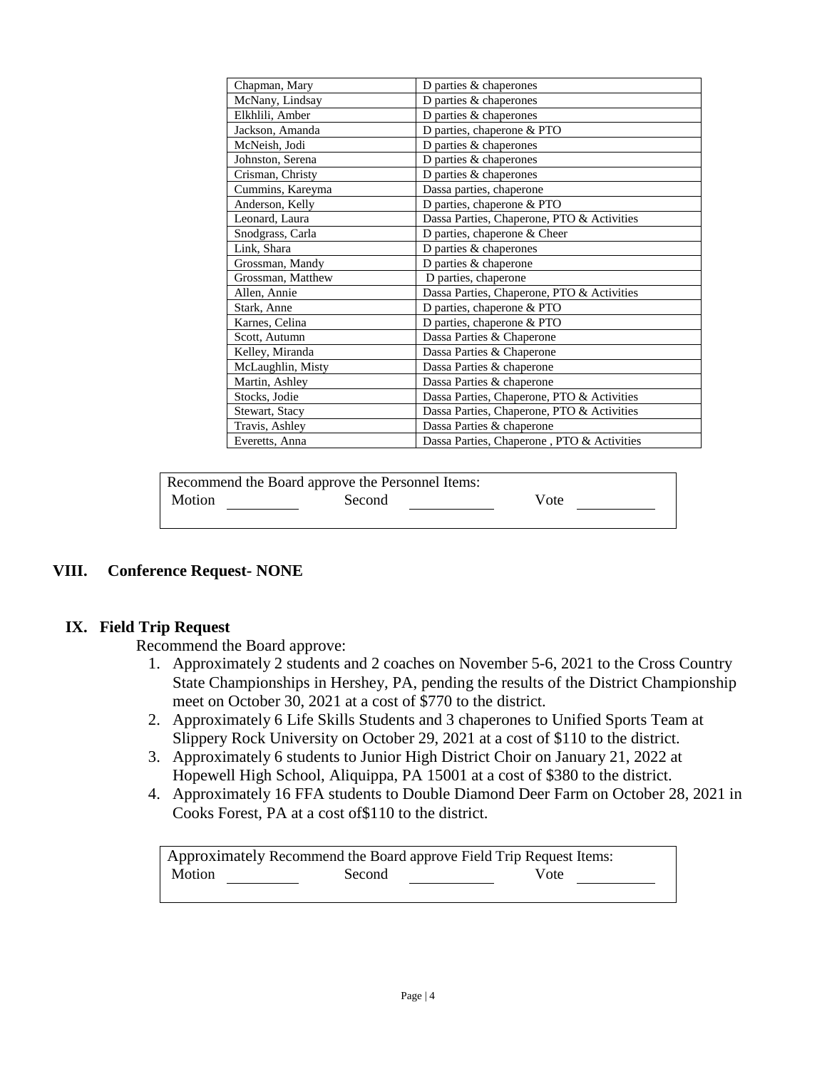| Chapman, Mary | D parties & chaperones |
|---|---|
| McNany, Lindsay | D parties & chaperones |
| Elkhlili, Amber | D parties & chaperones |
| Jackson, Amanda | D parties, chaperone & PTO |
| McNeish, Jodi | D parties & chaperones |
| Johnston, Serena | D parties & chaperones |
| Crisman, Christy | D parties & chaperones |
| Cummins, Kareyma | Dassa parties, chaperone |
| Anderson, Kelly | D parties, chaperone & PTO |
| Leonard, Laura | Dassa Parties, Chaperone, PTO & Activities |
| Snodgrass, Carla | D parties, chaperone & Cheer |
| Link, Shara | D parties & chaperones |
| Grossman, Mandy | D parties & chaperone |
| Grossman, Matthew | D parties, chaperone |
| Allen, Annie | Dassa Parties, Chaperone, PTO & Activities |
| Stark, Anne | D parties, chaperone & PTO |
| Karnes, Celina | D parties, chaperone & PTO |
| Scott, Autumn | Dassa Parties & Chaperone |
| Kelley, Miranda | Dassa Parties & Chaperone |
| McLaughlin, Misty | Dassa Parties & chaperone |
| Martin, Ashley | Dassa Parties & chaperone |
| Stocks, Jodie | Dassa Parties, Chaperone, PTO & Activities |
| Stewart, Stacy | Dassa Parties, Chaperone, PTO & Activities |
| Travis, Ashley | Dassa Parties & chaperone |
| Everetts, Anna | Dassa Parties, Chaperone , PTO & Activities |

Recommend the Board approve the Personnel Items:
Motion ________ Second ________ Vote ________

## VIII. Conference Request- NONE

## IX. Field Trip Request

Recommend the Board approve:

1. Approximately 2 students and 2 coaches on November 5-6, 2021 to the Cross Country State Championships in Hershey, PA, pending the results of the District Championship meet on October 30, 2021 at a cost of $770 to the district.
2. Approximately 6 Life Skills Students and 3 chaperones to Unified Sports Team at Slippery Rock University on October 29, 2021 at a cost of $110 to the district.
3. Approximately 6 students to Junior High District Choir on January 21, 2022 at Hopewell High School, Aliquippa, PA 15001 at a cost of $380 to the district.
4. Approximately 16 FFA students to Double Diamond Deer Farm on October 28, 2021 in Cooks Forest, PA at a cost of$110 to the district.

Approximately Recommend the Board approve Field Trip Request Items:
Motion ________ Second ________ Vote ________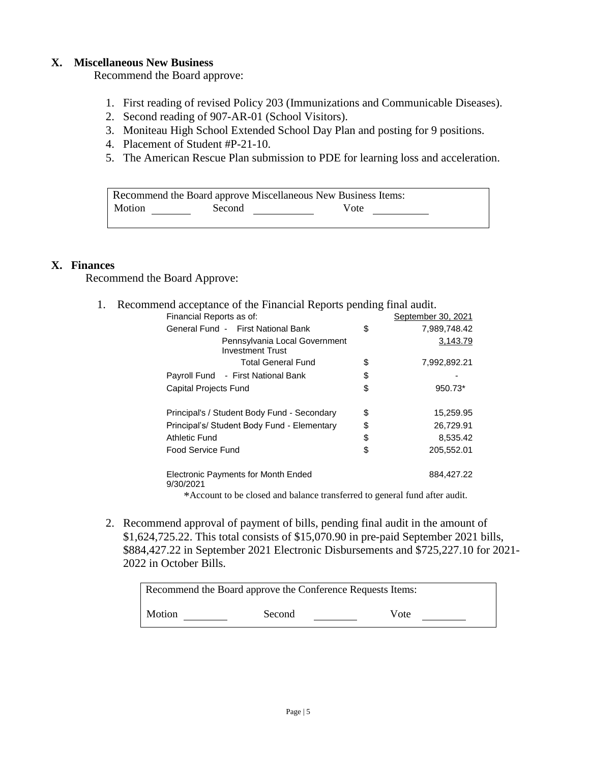## X. Miscellaneous New Business

Recommend the Board approve:

1. First reading of revised Policy 203 (Immunizations and Communicable Diseases).
2. Second reading of 907-AR-01 (School Visitors).
3. Moniteau High School Extended School Day Plan and posting for 9 positions.
4. Placement of Student #P-21-10.
5. The American Rescue Plan submission to PDE for learning loss and acceleration.

| Recommend the Board approve Miscellaneous New Business Items: |
|---|
| Motion \_\_\_\_\_\_\_ Second \_\_\_\_\_\_\_\_\_\_ Vote \_\_\_\_\_\_\_\_\_\_ |

## X. Finances

Recommend the Board Approve:

1. Recommend acceptance of the Financial Reports pending final audit.

| Financial Reports as of: | | September 30, 2021 |
|---|---|---|
| General Fund - First National Bank | $ | 7,989,748.42 |
| Pennsylvania Local Government Investment Trust | | 3,143.79 |
| Total General Fund | $ | 7,992,892.21 |
| Payroll Fund - First National Bank | $ | - |
| Capital Projects Fund | $ | 950.73* |
| Principal's / Student Body Fund - Secondary | $ | 15,259.95 |
| Principal's/ Student Body Fund - Elementary | $ | 26,729.91 |
| Athletic Fund | $ | 8,535.42 |
| Food Service Fund | $ | 205,552.01 |
| Electronic Payments for Month Ended 9/30/2021 | | 884,427.22 |

*Account to be closed and balance transferred to general fund after audit.

2. Recommend approval of payment of bills, pending final audit in the amount of $1,624,725.22. This total consists of $15,070.90 in pre-paid September 2021 bills, $884,427.22 in September 2021 Electronic Disbursements and $725,227.10 for 2021-2022 in October Bills.

| Recommend the Board approve the Conference Requests Items: |
|---|
| Motion \_\_\_\_\_\_\_ Second \_\_\_\_\_\_\_ Vote \_\_\_\_\_\_\_ |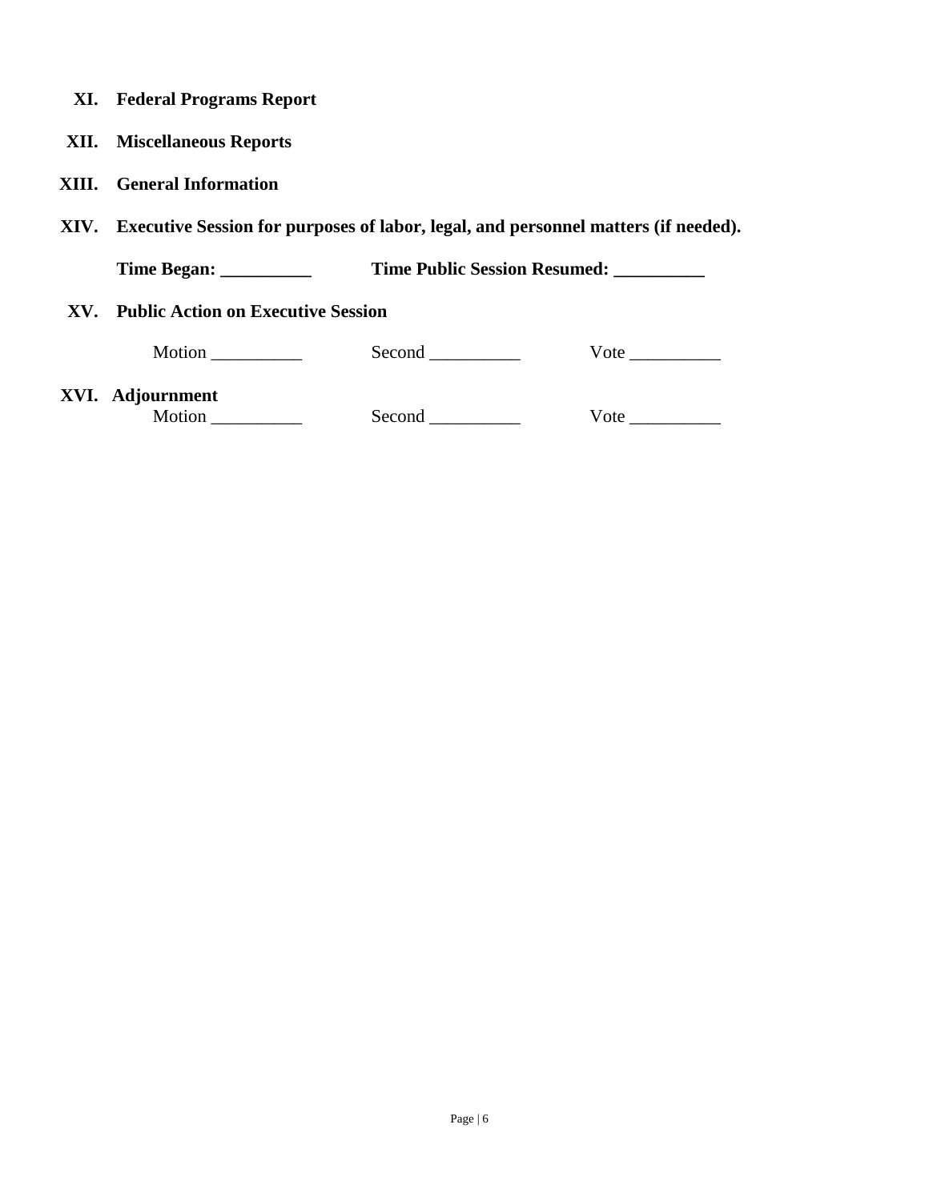**XI. Federal Programs Report**

**XII. Miscellaneous Reports**

**XIII. General Information**

**XIV. Executive Session for purposes of labor, legal, and personnel matters (if needed).**

**Time Began: __________ Time Public Session Resumed: __________**

**XV. Public Action on Executive Session**

Motion __________ Second __________ Vote __________

**XVI. Adjournment**

Motion __________ Second __________ Vote __________